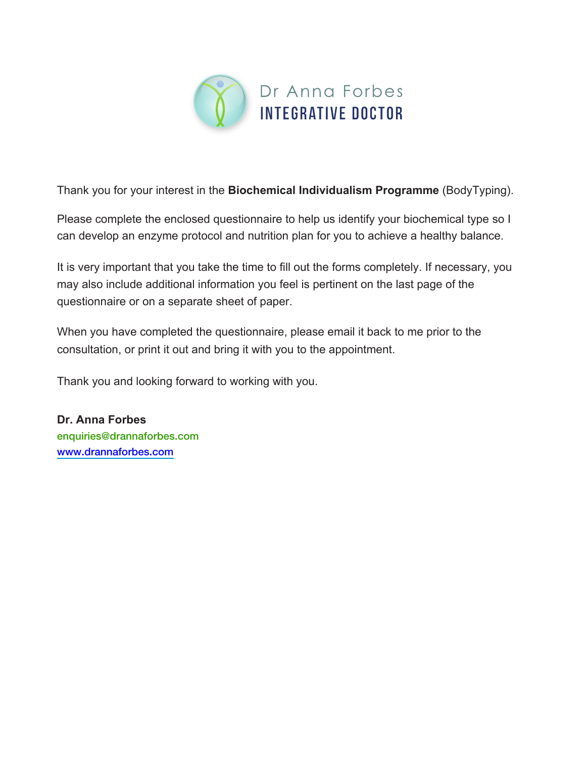Dr Anna Forbes
INTEGRATIVE DOCTOR

Thank you for your interest in the **Biochemical Individualism Programme** (BodyTyping).

Please complete the enclosed questionnaire to help us identify your biochemical type so I can develop an enzyme protocol and nutrition plan for you to achieve a healthy balance.

It is very important that you take the time to fill out the forms completely. If necessary, you may also include additional information you feel is pertinent on the last page of the questionnaire or on a separate sheet of paper.

When you have completed the questionnaire, please email it back to me prior to the consultation, or print it out and bring it with you to the appointment.

Thank you and looking forward to working with you.

**Dr. Anna Forbes**
enquiries@drannaforbes.com
www.drannaforbes.com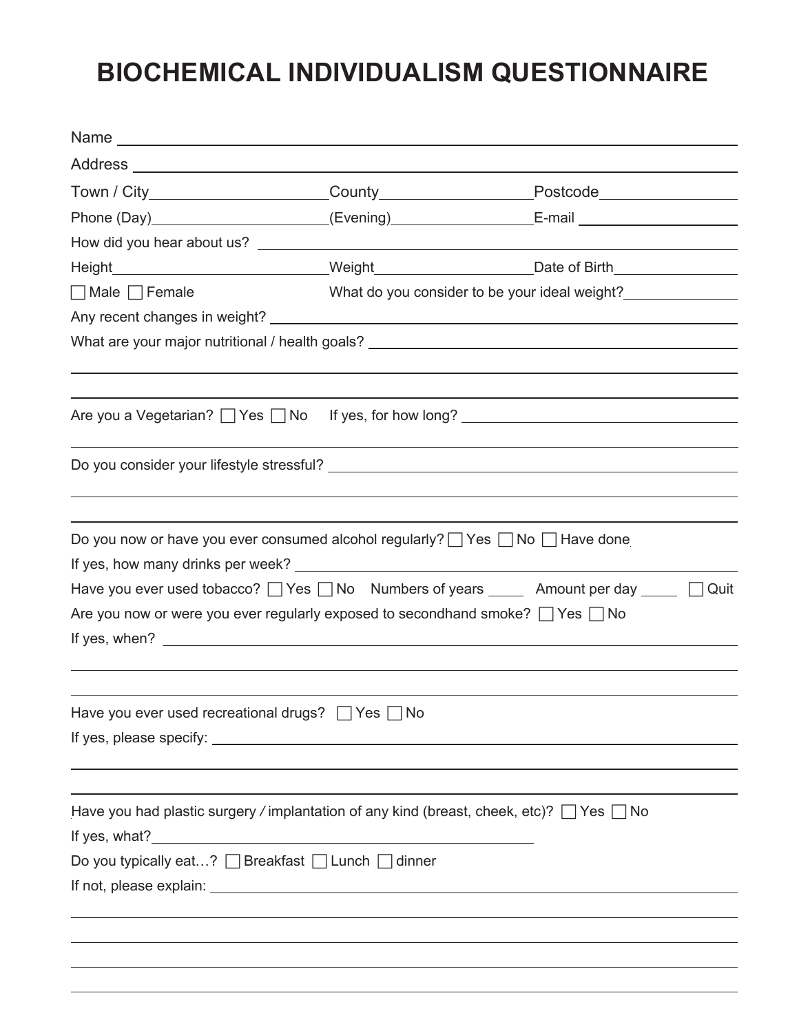# BIOCHEMICAL INDIVIDUALISM QUESTIONNAIRE

Name ____________________________________________

Address ____________________________________________

Town / City ____________ County ____________ Postcode ____________

Phone (Day) ____________ (Evening) ____________ E-mail ____________

How did you hear about us? ____________________________________________

Height ____________ Weight ____________ Date of Birth ____________

☐ Male ☐ Female What do you consider to be your ideal weight? ____________

Any recent changes in weight? ____________________________________________

What are your major nutritional / health goals? ____________________________________________

____________________________________________

____________________________________________

Are you a Vegetarian? ☐ Yes ☐ No If yes, for how long? ____________________________________________

____________________________________________

Do you consider your lifestyle stressful? ____________________________________________

____________________________________________

____________________________________________

Do you now or have you ever consumed alcohol regularly? ☐ Yes ☐ No ☐ Have done

If yes, how many drinks per week? ____________________________________________

Have you ever used tobacco? ☐ Yes ☐ No Numbers of years _____ Amount per day _____ ☐ Quit

Are you now or were you ever regularly exposed to secondhand smoke? ☐ Yes ☐ No

If yes, when? ____________________________________________

____________________________________________

____________________________________________

Have you ever used recreational drugs? ☐ Yes ☐ No

If yes, please specify: ____________________________________________

____________________________________________

____________________________________________

Have you had plastic surgery / implantation of any kind (breast, cheek, etc)? ☐ Yes ☐ No

If yes, what? ____________________________________________

Do you typically eat…? ☐ Breakfast ☐ Lunch ☐ dinner

If not, please explain: ____________________________________________

____________________________________________

____________________________________________

____________________________________________

____________________________________________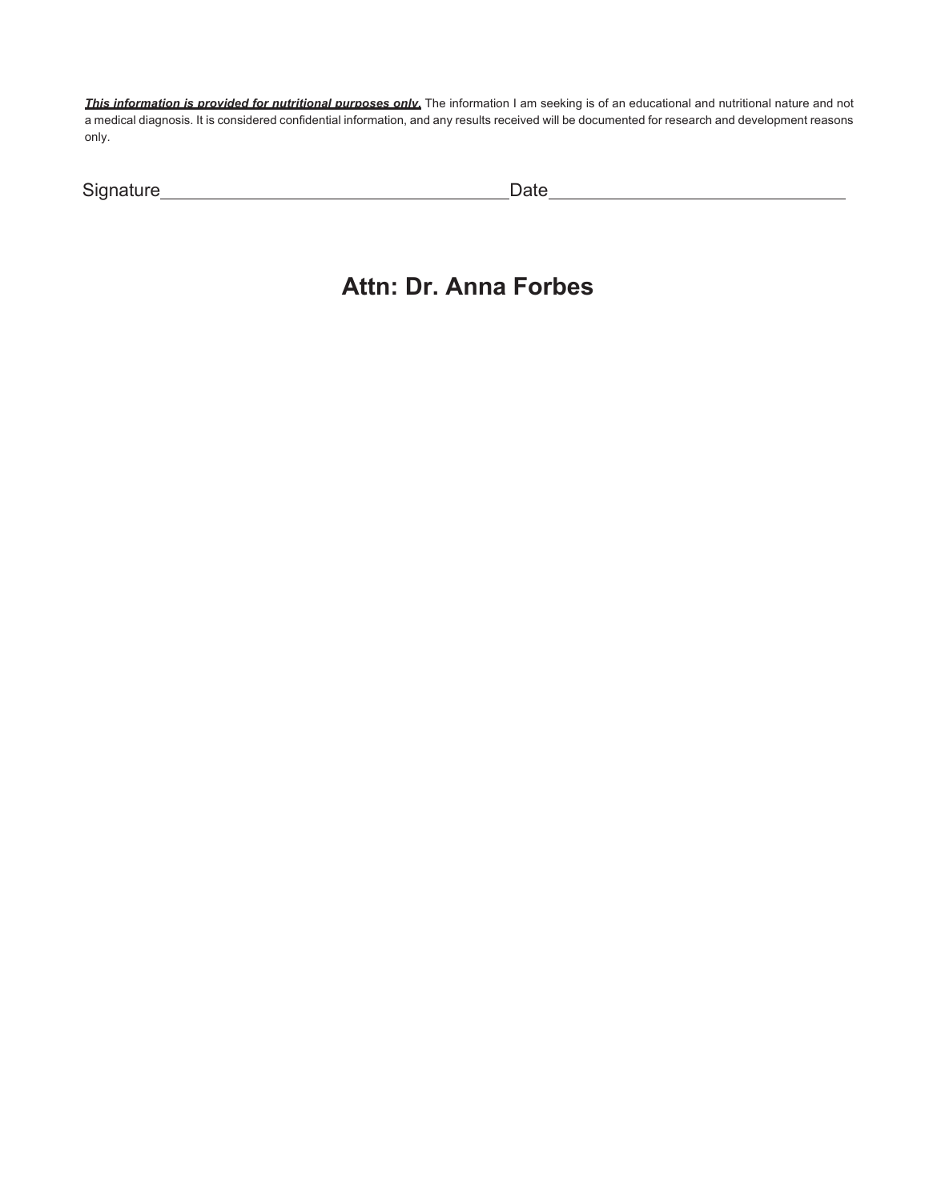***This information is provided for nutritional purposes only.*** The information I am seeking is of an educational and nutritional nature and not a medical diagnosis. It is considered confidential information, and any results received will be documented for research and development reasons only.

Signature\_\_\_\_\_\_\_\_\_\_\_\_\_\_\_\_\_\_\_\_\_\_\_\_\_\_\_\_\_\_\_\_\_\_\_\_\_\_ Date\_\_\_\_\_\_\_\_\_\_\_\_\_\_\_\_\_\_\_\_\_\_\_\_\_\_\_\_\_\_\_\_

## Attn: Dr. Anna Forbes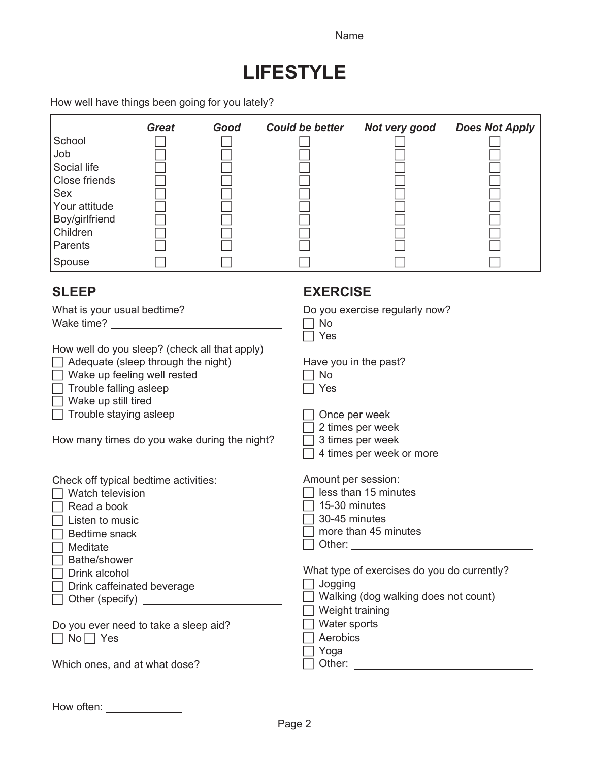Name\_\_\_\_\_\_\_\_\_\_\_\_\_\_\_\_\_\_\_\_\_\_\_\_\_\_\_\_\_\_

# LIFESTYLE

How well have things been going for you lately?

| | ***Great*** | ***Good*** | ***Could be better*** | ***Not very good*** | ***Does Not Apply*** |
|---|---|---|---|---|---|
| School | ☐ | ☐ | ☐ | ☐ | ☐ |
| Job | ☐ | ☐ | ☐ | ☐ | ☐ |
| Social life | ☐ | ☐ | ☐ | ☐ | ☐ |
| Close friends | ☐ | ☐ | ☐ | ☐ | ☐ |
| Sex | ☐ | ☐ | ☐ | ☐ | ☐ |
| Your attitude | ☐ | ☐ | ☐ | ☐ | ☐ |
| Boy/girlfriend | ☐ | ☐ | ☐ | ☐ | ☐ |
| Children | ☐ | ☐ | ☐ | ☐ | ☐ |
| Parents | ☐ | ☐ | ☐ | ☐ | ☐ |
| Spouse | ☐ | ☐ | ☐ | ☐ | ☐ |

## SLEEP

What is your usual bedtime? \_\_\_\_\_\_\_\_\_\_\_\_\_\_\_\_

Wake time? \_\_\_\_\_\_\_\_\_\_\_\_\_\_\_\_\_\_\_\_\_\_\_\_\_\_\_\_\_\_\_\_

How well do you sleep? (check all that apply)

- ☐ Adequate (sleep through the night)
- ☐ Wake up feeling well rested
- ☐ Trouble falling asleep
- ☐ Wake up still tired
- ☐ Trouble staying asleep

How many times do you wake during the night?

\_\_\_\_\_\_\_\_\_\_\_\_\_\_\_\_\_\_\_\_\_\_\_\_\_\_\_\_\_\_\_\_\_\_\_\_

Check off typical bedtime activities:

- ☐ Watch television
- ☐ Read a book
- ☐ Listen to music
- ☐ Bedtime snack
- ☐ Meditate
- ☐ Bathe/shower
- ☐ Drink alcohol
- ☐ Drink caffeinated beverage
- ☐ Other (specify) \_\_\_\_\_\_\_\_\_\_\_\_\_\_\_\_\_\_\_\_\_\_\_\_

Do you ever need to take a sleep aid?

☐ No ☐ Yes

Which ones, and at what dose?

\_\_\_\_\_\_\_\_\_\_\_\_\_\_\_\_\_\_\_\_\_\_\_\_\_\_\_\_\_\_\_\_\_\_\_\_

\_\_\_\_\_\_\_\_\_\_\_\_\_\_\_\_\_\_\_\_\_\_\_\_\_\_\_\_\_\_\_\_\_\_\_\_

How often: \_\_\_\_\_\_\_\_\_\_\_\_

## EXERCISE

Do you exercise regularly now?

- ☐ No
- ☐ Yes

Have you in the past?

- ☐ No
- ☐ Yes

- ☐ Once per week
- ☐ 2 times per week
- ☐ 3 times per week
- ☐ 4 times per week or more

Amount per session:

- ☐ less than 15 minutes
- ☐ 15-30 minutes
- ☐ 30-45 minutes
- ☐ more than 45 minutes
- ☐ Other: \_\_\_\_\_\_\_\_\_\_\_\_\_\_\_\_\_\_\_\_\_\_\_\_\_\_\_\_\_\_

What type of exercises do you do currently?

- ☐ Jogging
- ☐ Walking (dog walking does not count)
- ☐ Weight training
- ☐ Water sports
- ☐ Aerobics
- ☐ Yoga
- ☐ Other: \_\_\_\_\_\_\_\_\_\_\_\_\_\_\_\_\_\_\_\_\_\_\_\_\_\_\_\_\_\_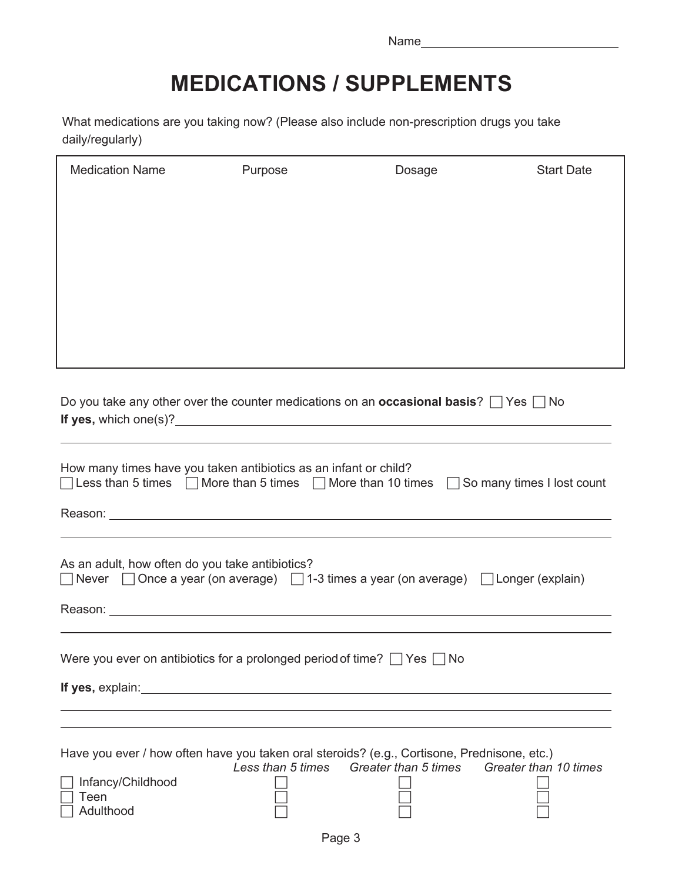Name\_\_\_\_\_\_\_\_\_\_\_\_\_\_\_\_\_\_\_\_\_\_\_\_\_\_\_\_

# MEDICATIONS / SUPPLEMENTS

What medications are you taking now? (Please also include non-prescription drugs you take daily/regularly)

| Medication Name | Purpose | Dosage | Start Date |
|---|---|---|---|
| | | | |

Do you take any other over the counter medications on an **occasional basis**? ☐ Yes ☐ No
**If yes,** which one(s)?\_\_\_\_\_\_\_\_\_\_\_\_\_\_\_\_\_\_\_\_\_\_\_\_\_\_\_\_\_\_\_\_\_\_\_\_\_\_\_\_\_\_\_\_\_\_\_\_\_\_\_\_\_\_\_\_

How many times have you taken antibiotics as an infant or child?
☐ Less than 5 times ☐ More than 5 times ☐ More than 10 times ☐ So many times I lost count

Reason: \_\_\_\_\_\_\_\_\_\_\_\_\_\_\_\_\_\_\_\_\_\_\_\_\_\_\_\_\_\_\_\_\_\_\_\_\_\_\_\_\_\_\_\_\_\_\_\_\_\_\_\_\_\_\_\_\_\_\_\_\_\_\_\_

As an adult, how often do you take antibiotics?
☐ Never ☐ Once a year (on average) ☐ 1-3 times a year (on average) ☐ Longer (explain)

Reason: \_\_\_\_\_\_\_\_\_\_\_\_\_\_\_\_\_\_\_\_\_\_\_\_\_\_\_\_\_\_\_\_\_\_\_\_\_\_\_\_\_\_\_\_\_\_\_\_\_\_\_\_\_\_\_\_\_\_\_\_\_\_\_\_

Were you ever on antibiotics for a prolonged period of time? ☐ Yes ☐ No

**If yes,** explain:\_\_\_\_\_\_\_\_\_\_\_\_\_\_\_\_\_\_\_\_\_\_\_\_\_\_\_\_\_\_\_\_\_\_\_\_\_\_\_\_\_\_\_\_\_\_\_\_\_\_\_\_\_\_\_\_\_\_\_\_

Have you ever / how often have you taken oral steroids? (e.g., Cortisone, Prednisone, etc.)

| | *Less than 5 times* | *Greater than 5 times* | *Greater than 10 times* |
|---|---|---|---|
| ☐ Infancy/Childhood | ☐ | ☐ | ☐ |
| ☐ Teen | ☐ | ☐ | ☐ |
| ☐ Adulthood | ☐ | ☐ | ☐ |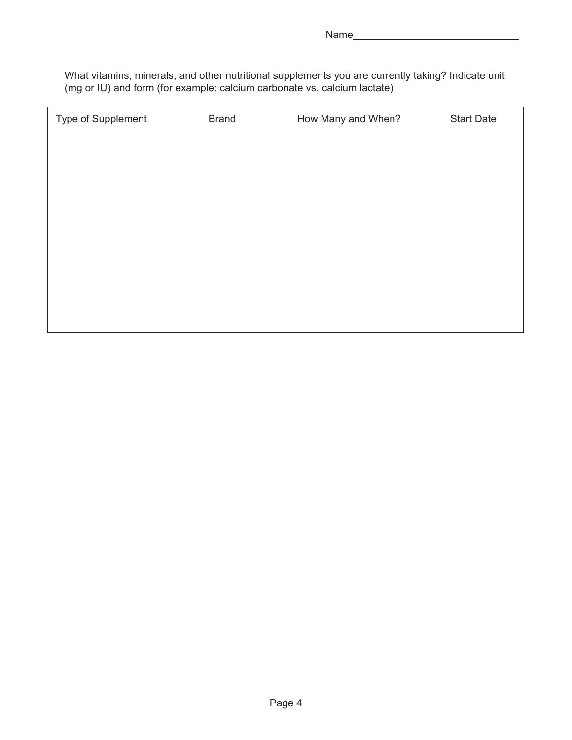Name_______________________________

What vitamins, minerals, and other nutritional supplements you are currently taking? Indicate unit (mg or IU) and form (for example: calcium carbonate vs. calcium lactate)

| Type of Supplement | Brand | How Many and When? | Start Date |
| --- | --- | --- | --- |
| | | | |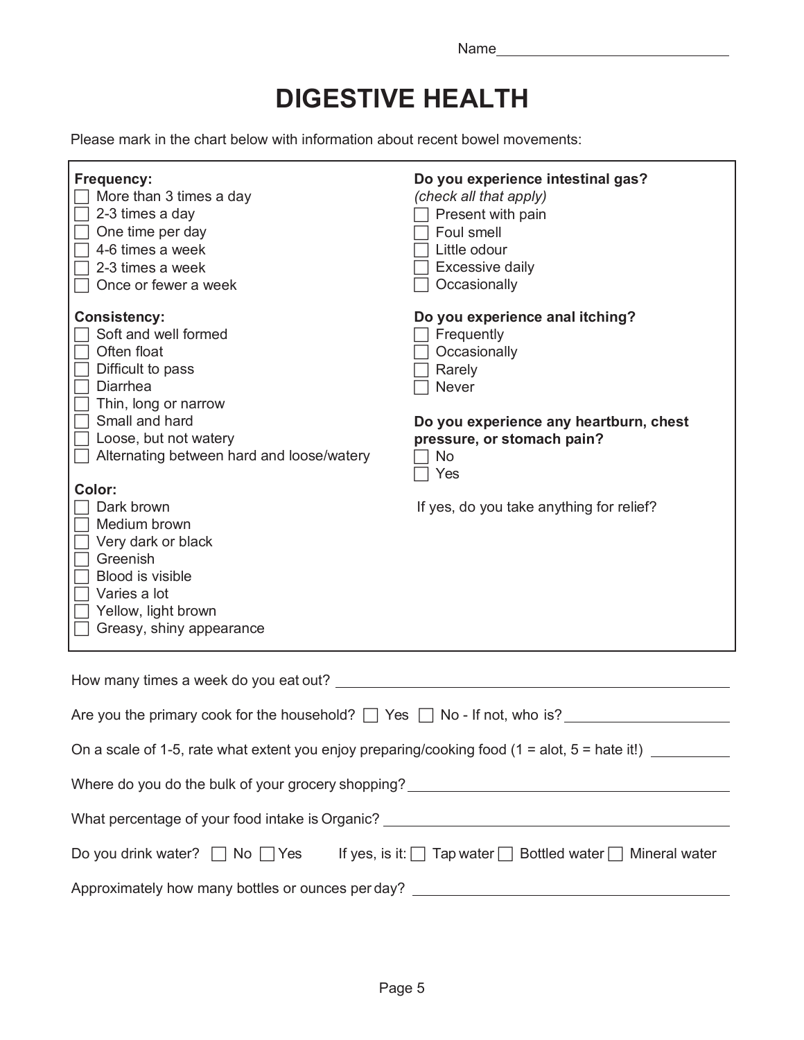Name\_\_\_\_\_\_\_\_\_\_\_\_\_\_\_\_\_\_\_\_\_\_\_\_\_\_\_\_

# DIGESTIVE HEALTH

Please mark in the chart below with information about recent bowel movements:

**Frequency:**
- ☐ More than 3 times a day
- ☐ 2-3 times a day
- ☐ One time per day
- ☐ 4-6 times a week
- ☐ 2-3 times a week
- ☐ Once or fewer a week

**Consistency:**
- ☐ Soft and well formed
- ☐ Often float
- ☐ Difficult to pass
- ☐ Diarrhea
- ☐ Thin, long or narrow
- ☐ Small and hard
- ☐ Loose, but not watery
- ☐ Alternating between hard and loose/watery

**Color:**
- ☐ Dark brown
- ☐ Medium brown
- ☐ Very dark or black
- ☐ Greenish
- ☐ Blood is visible
- ☐ Varies a lot
- ☐ Yellow, light brown
- ☐ Greasy, shiny appearance

**Do you experience intestinal gas?**
*(check all that apply)*
- ☐ Present with pain
- ☐ Foul smell
- ☐ Little odour
- ☐ Excessive daily
- ☐ Occasionally

**Do you experience anal itching?**
- ☐ Frequently
- ☐ Occasionally
- ☐ Rarely
- ☐ Never

**Do you experience any heartburn, chest pressure, or stomach pain?**
- ☐ No
- ☐ Yes

If yes, do you take anything for relief?

How many times a week do you eat out? \_\_\_\_\_\_\_\_\_\_\_\_\_\_\_\_\_\_\_\_\_\_\_\_\_\_\_\_

Are you the primary cook for the household? ☐ Yes ☐ No - If not, who is? \_\_\_\_\_\_\_\_\_\_\_\_\_\_\_\_\_\_\_\_

On a scale of 1-5, rate what extent you enjoy preparing/cooking food (1 = alot, 5 = hate it!) \_\_\_\_\_\_\_\_\_\_

Where do you do the bulk of your grocery shopping? \_\_\_\_\_\_\_\_\_\_\_\_\_\_\_\_\_\_\_\_\_\_\_\_\_\_\_\_

What percentage of your food intake is Organic? \_\_\_\_\_\_\_\_\_\_\_\_\_\_\_\_\_\_\_\_\_\_\_\_\_\_\_\_

Do you drink water? ☐ No ☐ Yes If yes, is it: ☐ Tap water ☐ Bottled water ☐ Mineral water

Approximately how many bottles or ounces per day? \_\_\_\_\_\_\_\_\_\_\_\_\_\_\_\_\_\_\_\_\_\_\_\_\_\_\_\_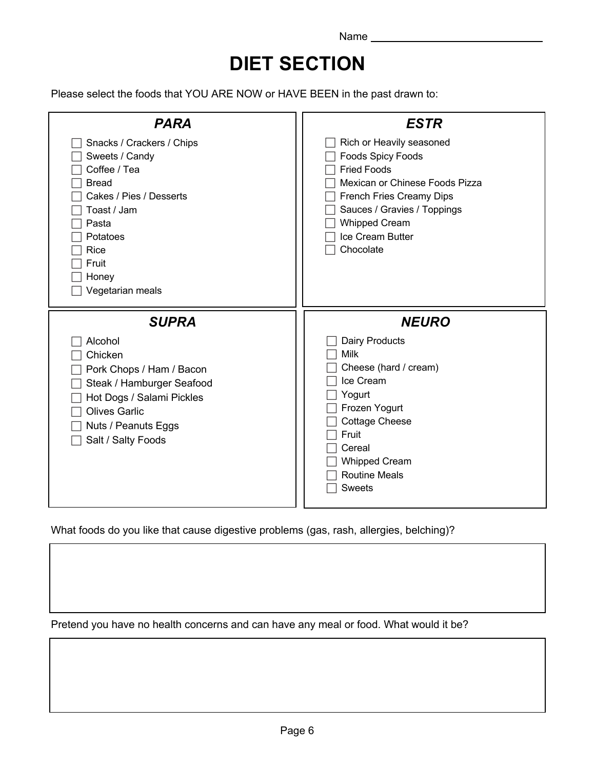Name ____________________________

# DIET SECTION

Please select the foods that YOU ARE NOW or HAVE BEEN in the past drawn to:

### *PARA*

- [ ] Snacks / Crackers / Chips
- [ ] Sweets / Candy
- [ ] Coffee / Tea
- [ ] Bread
- [ ] Cakes / Pies / Desserts
- [ ] Toast / Jam
- [ ] Pasta
- [ ] Potatoes
- [ ] Rice
- [ ] Fruit
- [ ] Honey
- [ ] Vegetarian meals

### *ESTR*

- [ ] Rich or Heavily seasoned
- [ ] Foods Spicy Foods
- [ ] Fried Foods
- [ ] Mexican or Chinese Foods Pizza
- [ ] French Fries Creamy Dips
- [ ] Sauces / Gravies / Toppings
- [ ] Whipped Cream
- [ ] Ice Cream Butter
- [ ] Chocolate

### *SUPRA*

- [ ] Alcohol
- [ ] Chicken
- [ ] Pork Chops / Ham / Bacon
- [ ] Steak / Hamburger Seafood
- [ ] Hot Dogs / Salami Pickles
- [ ] Olives Garlic
- [ ] Nuts / Peanuts Eggs
- [ ] Salt / Salty Foods

### *NEURO*

- [ ] Dairy Products
- [ ] Milk
- [ ] Cheese (hard / cream)
- [ ] Ice Cream
- [ ] Yogurt
- [ ] Frozen Yogurt
- [ ] Cottage Cheese
- [ ] Fruit
- [ ] Cereal
- [ ] Whipped Cream
- [ ] Routine Meals
- [ ] Sweets

What foods do you like that cause digestive problems (gas, rash, allergies, belching)?

Pretend you have no health concerns and can have any meal or food. What would it be?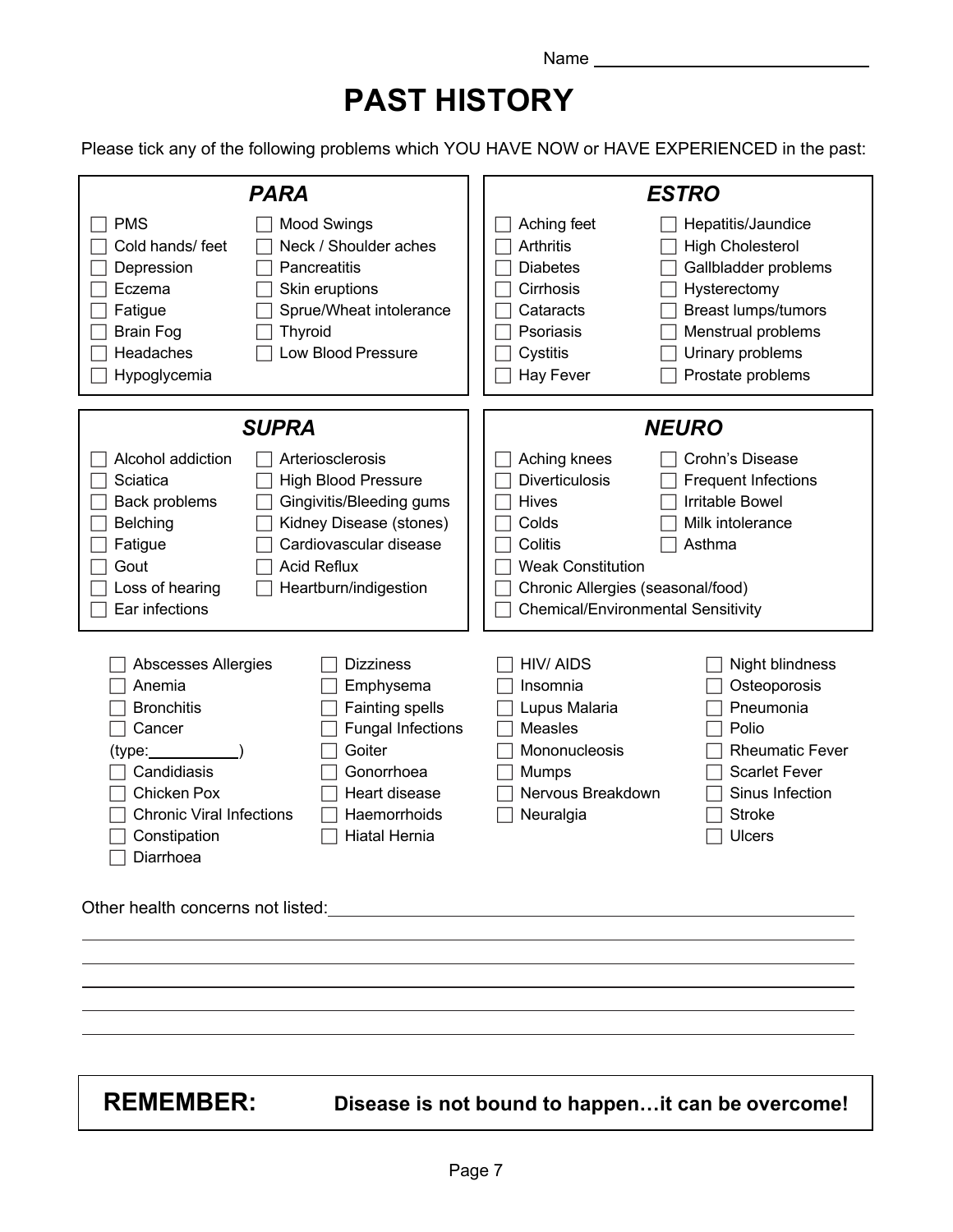Name ____________________________

# PAST HISTORY

Please tick any of the following problems which YOU HAVE NOW or HAVE EXPERIENCED in the past:

### *PARA*

- ☐ PMS
- ☐ Cold hands/ feet
- ☐ Depression
- ☐ Eczema
- ☐ Fatigue
- ☐ Brain Fog
- ☐ Headaches
- ☐ Hypoglycemia
- ☐ Mood Swings
- ☐ Neck / Shoulder aches
- ☐ Pancreatitis
- ☐ Skin eruptions
- ☐ Sprue/Wheat intolerance
- ☐ Thyroid
- ☐ Low Blood Pressure

### *ESTRO*

- ☐ Aching feet
- ☐ Arthritis
- ☐ Diabetes
- ☐ Cirrhosis
- ☐ Cataracts
- ☐ Psoriasis
- ☐ Cystitis
- ☐ Hay Fever
- ☐ Hepatitis/Jaundice
- ☐ High Cholesterol
- ☐ Gallbladder problems
- ☐ Hysterectomy
- ☐ Breast lumps/tumors
- ☐ Menstrual problems
- ☐ Urinary problems
- ☐ Prostate problems

### *SUPRA*

- ☐ Alcohol addiction
- ☐ Sciatica
- ☐ Back problems
- ☐ Belching
- ☐ Fatigue
- ☐ Gout
- ☐ Loss of hearing
- ☐ Ear infections
- ☐ Arteriosclerosis
- ☐ High Blood Pressure
- ☐ Gingivitis/Bleeding gums
- ☐ Kidney Disease (stones)
- ☐ Cardiovascular disease
- ☐ Acid Reflux
- ☐ Heartburn/indigestion

### *NEURO*

- ☐ Aching knees
- ☐ Diverticulosis
- ☐ Hives
- ☐ Colds
- ☐ Colitis
- ☐ Weak Constitution
- ☐ Chronic Allergies (seasonal/food)
- ☐ Chemical/Environmental Sensitivity
- ☐ Crohn's Disease
- ☐ Frequent Infections
- ☐ Irritable Bowel
- ☐ Milk intolerance
- ☐ Asthma

---

- ☐ Abscesses Allergies
- ☐ Anemia
- ☐ Bronchitis
- ☐ Cancer (type:__________)
- ☐ Candidiasis
- ☐ Chicken Pox
- ☐ Chronic Viral Infections
- ☐ Constipation
- ☐ Diarrhoea
- ☐ Dizziness
- ☐ Emphysema
- ☐ Fainting spells
- ☐ Fungal Infections
- ☐ Goiter
- ☐ Gonorrhoea
- ☐ Heart disease
- ☐ Haemorrhoids
- ☐ Hiatal Hernia
- ☐ HIV/ AIDS
- ☐ Insomnia
- ☐ Lupus Malaria
- ☐ Measles
- ☐ Mononucleosis
- ☐ Mumps
- ☐ Nervous Breakdown
- ☐ Neuralgia
- ☐ Night blindness
- ☐ Osteoporosis
- ☐ Pneumonia
- ☐ Polio
- ☐ Rheumatic Fever
- ☐ Scarlet Fever
- ☐ Sinus Infection
- ☐ Stroke
- ☐ Ulcers

Other health concerns not listed:______________________________________________

__________________________________________________________________________

__________________________________________________________________________

__________________________________________________________________________

__________________________________________________________________________

__________________________________________________________________________

**REMEMBER: Disease is not bound to happen…it can be overcome!**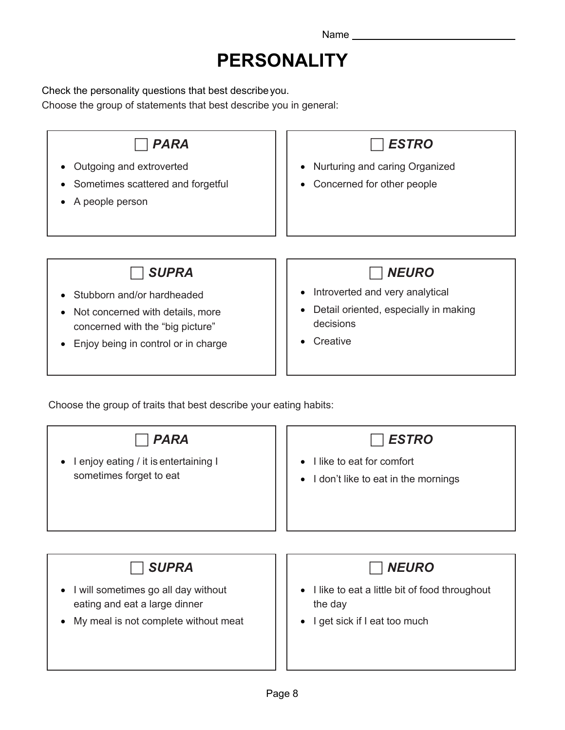Name ____________________

# PERSONALITY

Check the personality questions that best describe you.
Choose the group of statements that best describe you in general:

### ☐ *PARA*

- Outgoing and extroverted
- Sometimes scattered and forgetful
- A people person

### ☐ *ESTRO*

- Nurturing and caring Organized
- Concerned for other people

### ☐ *SUPRA*

- Stubborn and/or hardheaded
- Not concerned with details, more concerned with the "big picture"
- Enjoy being in control or in charge

### ☐ *NEURO*

- Introverted and very analytical
- Detail oriented, especially in making decisions
- Creative

Choose the group of traits that best describe your eating habits:

### ☐ *PARA*

- I enjoy eating / it is entertaining I sometimes forget to eat

### ☐ *ESTRO*

- I like to eat for comfort
- I don't like to eat in the mornings

### ☐ *SUPRA*

- I will sometimes go all day without eating and eat a large dinner
- My meal is not complete without meat

### ☐ *NEURO*

- I like to eat a little bit of food throughout the day
- I get sick if I eat too much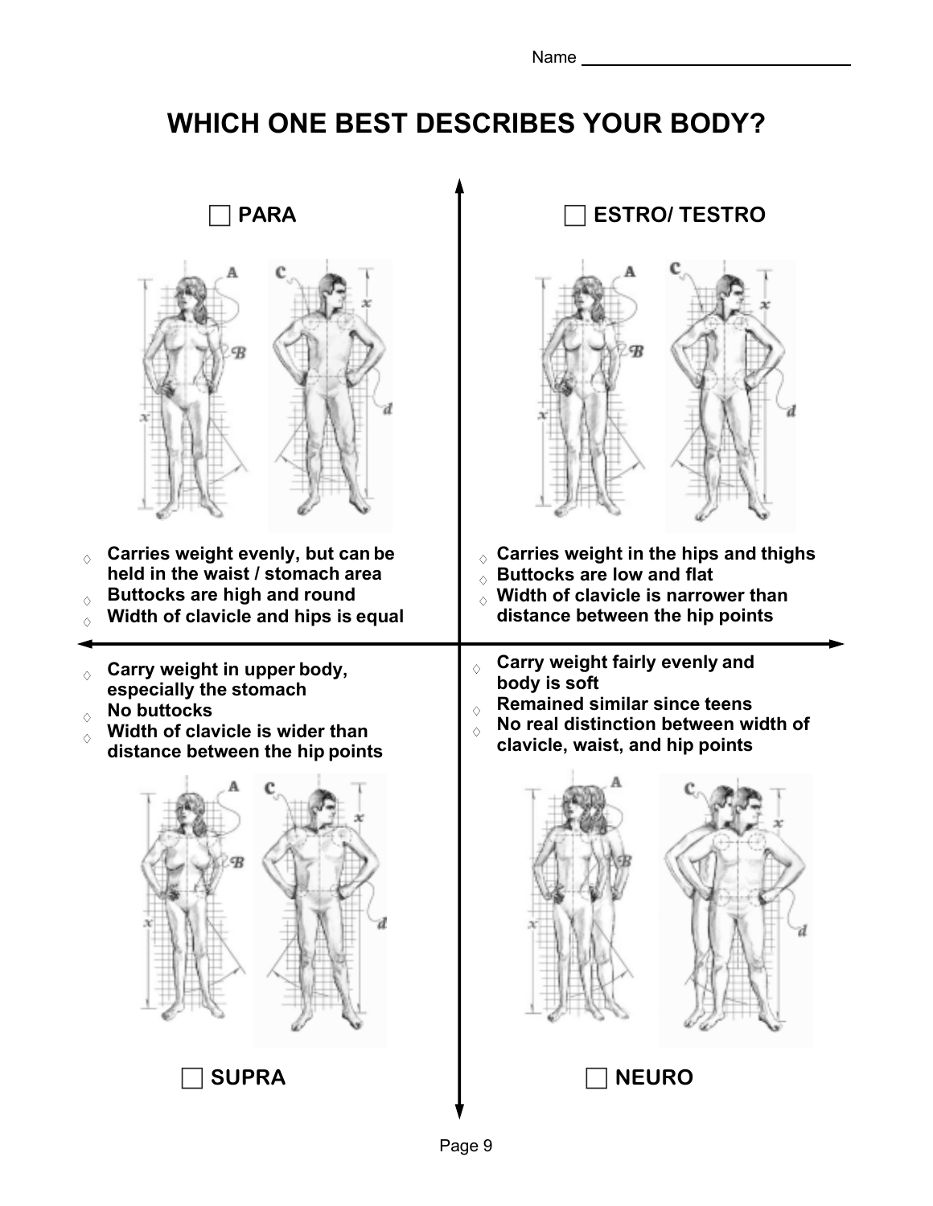Name ____________________________

# WHICH ONE BEST DESCRIBES YOUR BODY?

## ☐ PARA

- Carries weight evenly, but can be held in the waist / stomach area
- Buttocks are high and round
- Width of clavicle and hips is equal

## ☐ ESTRO/ TESTRO

- Carries weight in the hips and thighs
- Buttocks are low and flat
- Width of clavicle is narrower than distance between the hip points

## ☐ SUPRA

- Carry weight in upper body, especially the stomach
- No buttocks
- Width of clavicle is wider than distance between the hip points

## ☐ NEURO

- Carry weight fairly evenly and body is soft
- Remained similar since teens
- No real distinction between width of clavicle, waist, and hip points